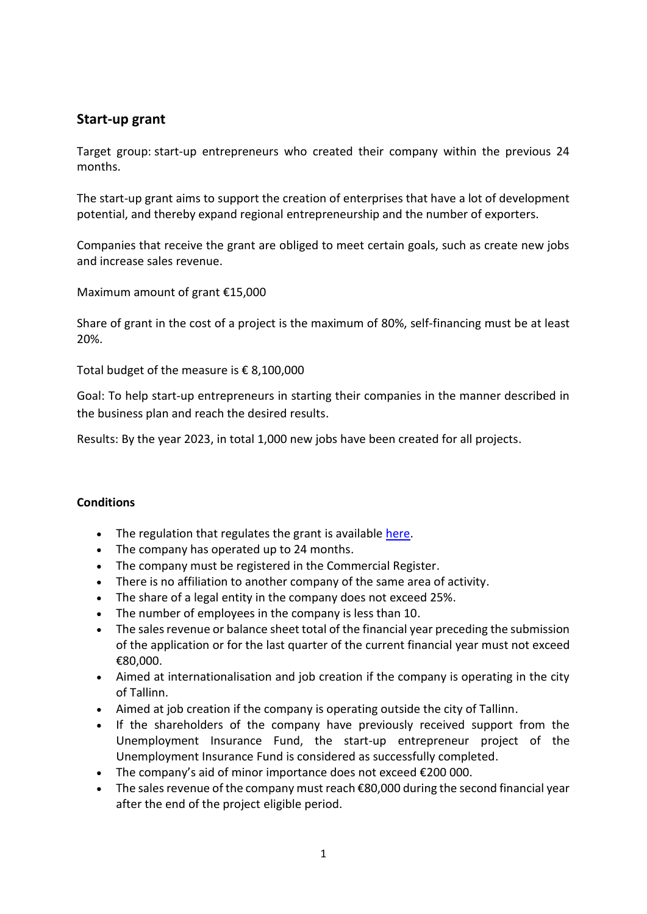## Start-up grant

Target group: start-up entrepreneurs who created their company within the previous 24 months.

The start-up grant aims to support the creation of enterprises that have a lot of development potential, and thereby expand regional entrepreneurship and the number of exporters.

Companies that receive the grant are obliged to meet certain goals, such as create new jobs and increase sales revenue.

Maximum amount of grant €15,000

Share of grant in the cost of a project is the maximum of 80%, self-financing must be at least 20%.

Total budget of the measure is € 8,100,000

Goal: To help start-up entrepreneurs in starting their companies in the manner described in the business plan and reach the desired results.

Results: By the year 2023, in total 1,000 new jobs have been created for all projects.

**Conditions**

- The regulation that regulates the grant is available here.
- The company has operated up to 24 months.
- The company must be registered in the Commercial Register.
- There is no affiliation to another company of the same area of activity.
- The share of a legal entity in the company does not exceed 25%.
- The number of employees in the company is less than 10.
- The sales revenue or balance sheet total of the financial year preceding the submission of the application or for the last quarter of the current financial year must not exceed €80,000.
- Aimed at internationalisation and job creation if the company is operating in the city of Tallinn.
- Aimed at job creation if the company is operating outside the city of Tallinn.
- If the shareholders of the company have previously received support from the Unemployment Insurance Fund, the start-up entrepreneur project of the Unemployment Insurance Fund is considered as successfully completed.
- The company's aid of minor importance does not exceed €200 000.
- The sales revenue of the company must reach €80,000 during the second financial year after the end of the project eligible period.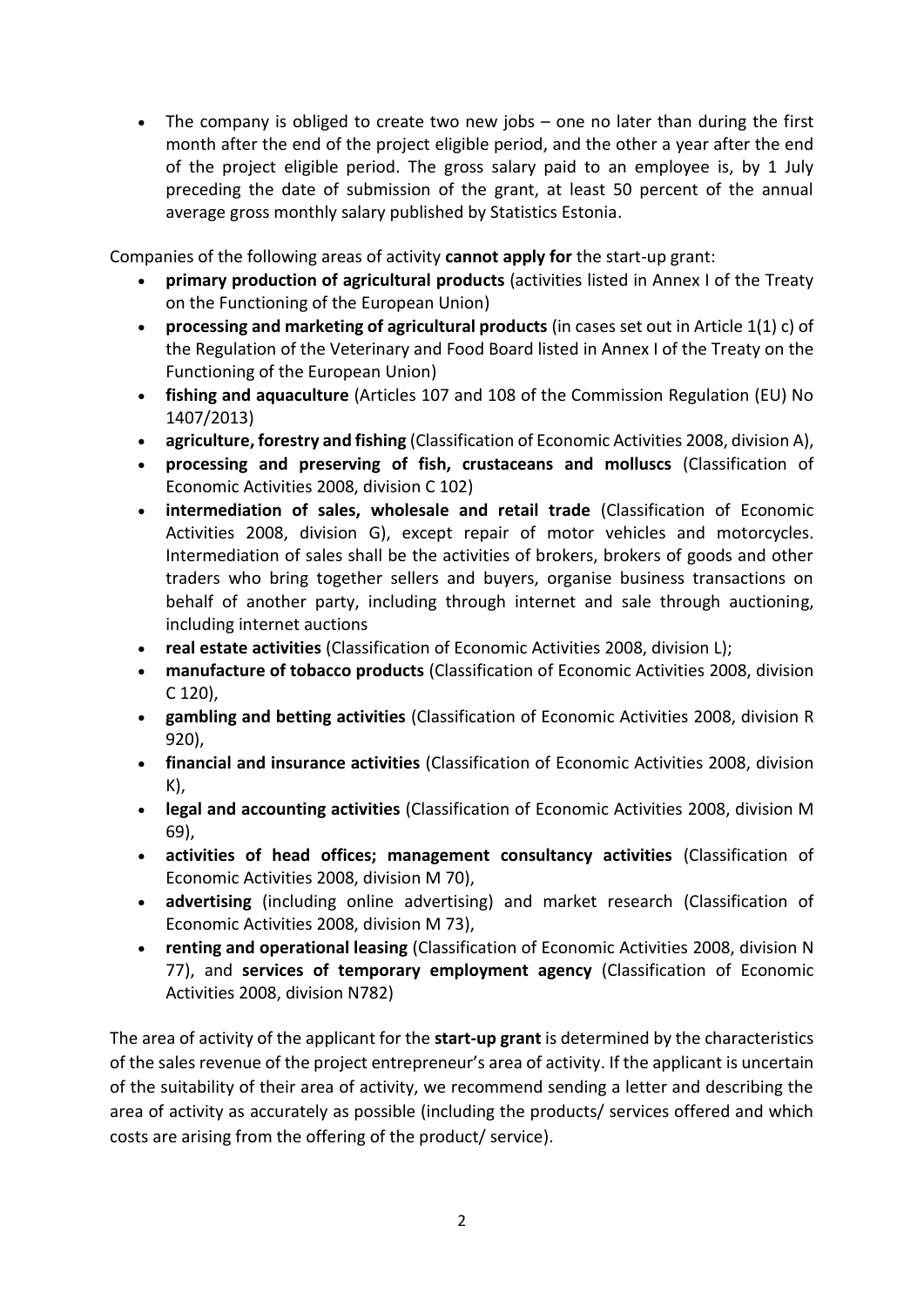- The company is obliged to create two new jobs – one no later than during the first month after the end of the project eligible period, and the other a year after the end of the project eligible period. The gross salary paid to an employee is, by 1 July preceding the date of submission of the grant, at least 50 percent of the annual average gross monthly salary published by Statistics Estonia.

Companies of the following areas of activity **cannot apply for** the start-up grant:

- **primary production of agricultural products** (activities listed in Annex I of the Treaty on the Functioning of the European Union)
- **processing and marketing of agricultural products** (in cases set out in Article 1(1) c) of the Regulation of the Veterinary and Food Board listed in Annex I of the Treaty on the Functioning of the European Union)
- **fishing and aquaculture** (Articles 107 and 108 of the Commission Regulation (EU) No 1407/2013)
- **agriculture, forestry and fishing** (Classification of Economic Activities 2008, division A),
- **processing and preserving of fish, crustaceans and molluscs** (Classification of Economic Activities 2008, division C 102)
- **intermediation of sales, wholesale and retail trade** (Classification of Economic Activities 2008, division G), except repair of motor vehicles and motorcycles. Intermediation of sales shall be the activities of brokers, brokers of goods and other traders who bring together sellers and buyers, organise business transactions on behalf of another party, including through internet and sale through auctioning, including internet auctions
- **real estate activities** (Classification of Economic Activities 2008, division L);
- **manufacture of tobacco products** (Classification of Economic Activities 2008, division C 120),
- **gambling and betting activities** (Classification of Economic Activities 2008, division R 920),
- **financial and insurance activities** (Classification of Economic Activities 2008, division K),
- **legal and accounting activities** (Classification of Economic Activities 2008, division M 69),
- **activities of head offices; management consultancy activities** (Classification of Economic Activities 2008, division M 70),
- **advertising** (including online advertising) and market research (Classification of Economic Activities 2008, division M 73),
- **renting and operational leasing** (Classification of Economic Activities 2008, division N 77), and **services of temporary employment agency** (Classification of Economic Activities 2008, division N782)

The area of activity of the applicant for the **start-up grant** is determined by the characteristics of the sales revenue of the project entrepreneur's area of activity. If the applicant is uncertain of the suitability of their area of activity, we recommend sending a letter and describing the area of activity as accurately as possible (including the products/ services offered and which costs are arising from the offering of the product/ service).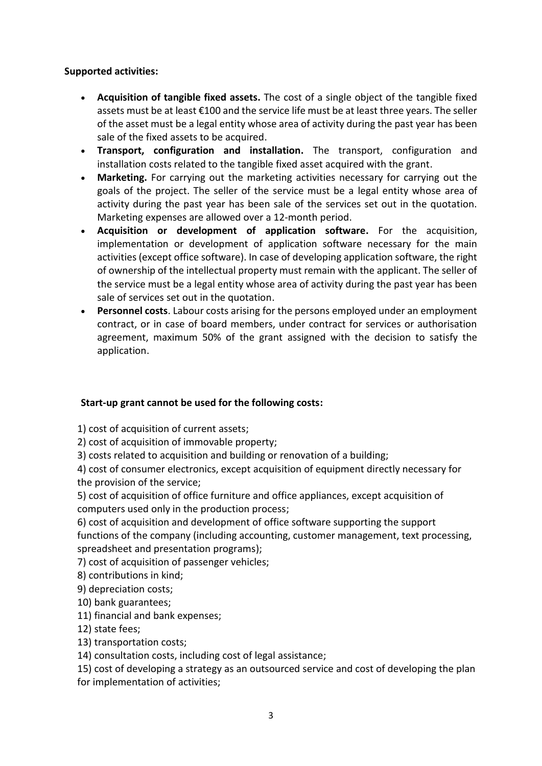**Supported activities:**

- **Acquisition of tangible fixed assets.** The cost of a single object of the tangible fixed assets must be at least €100 and the service life must be at least three years. The seller of the asset must be a legal entity whose area of activity during the past year has been sale of the fixed assets to be acquired.
- **Transport, configuration and installation.** The transport, configuration and installation costs related to the tangible fixed asset acquired with the grant.
- **Marketing.** For carrying out the marketing activities necessary for carrying out the goals of the project. The seller of the service must be a legal entity whose area of activity during the past year has been sale of the services set out in the quotation. Marketing expenses are allowed over a 12-month period.
- **Acquisition or development of application software.** For the acquisition, implementation or development of application software necessary for the main activities (except office software). In case of developing application software, the right of ownership of the intellectual property must remain with the applicant. The seller of the service must be a legal entity whose area of activity during the past year has been sale of services set out in the quotation.
- **Personnel costs**. Labour costs arising for the persons employed under an employment contract, or in case of board members, under contract for services or authorisation agreement, maximum 50% of the grant assigned with the decision to satisfy the application.

**Start-up grant cannot be used for the following costs:**

1) cost of acquisition of current assets;
2) cost of acquisition of immovable property;
3) costs related to acquisition and building or renovation of a building;
4) cost of consumer electronics, except acquisition of equipment directly necessary for the provision of the service;
5) cost of acquisition of office furniture and office appliances, except acquisition of computers used only in the production process;
6) cost of acquisition and development of office software supporting the support functions of the company (including accounting, customer management, text processing, spreadsheet and presentation programs);
7) cost of acquisition of passenger vehicles;
8) contributions in kind;
9) depreciation costs;
10) bank guarantees;
11) financial and bank expenses;
12) state fees;
13) transportation costs;
14) consultation costs, including cost of legal assistance;
15) cost of developing a strategy as an outsourced service and cost of developing the plan for implementation of activities;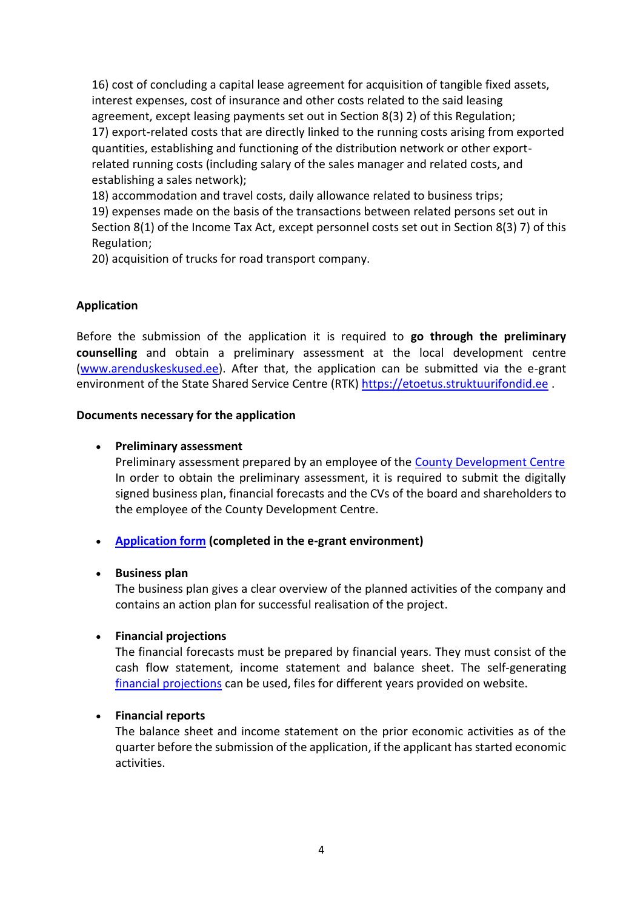16) cost of concluding a capital lease agreement for acquisition of tangible fixed assets, interest expenses, cost of insurance and other costs related to the said leasing agreement, except leasing payments set out in Section 8(3) 2) of this Regulation;
17) export-related costs that are directly linked to the running costs arising from exported quantities, establishing and functioning of the distribution network or other export-related running costs (including salary of the sales manager and related costs, and establishing a sales network);
18) accommodation and travel costs, daily allowance related to business trips;
19) expenses made on the basis of the transactions between related persons set out in Section 8(1) of the Income Tax Act, except personnel costs set out in Section 8(3) 7) of this Regulation;
20) acquisition of trucks for road transport company.

**Application**

Before the submission of the application it is required to **go through the preliminary counselling** and obtain a preliminary assessment at the local development centre ([www.arenduskeskused.ee](www.arenduskeskused.ee)). After that, the application can be submitted via the e-grant environment of the State Shared Service Centre (RTK) [https://etoetus.struktuurifondid.ee](https://etoetus.struktuurifondid.ee) .

**Documents necessary for the application**

- **Preliminary assessment**
  Preliminary assessment prepared by an employee of the County Development Centre
  In order to obtain the preliminary assessment, it is required to submit the digitally signed business plan, financial forecasts and the CVs of the board and shareholders to the employee of the County Development Centre.

- **Application form (completed in the e-grant environment)**

- **Business plan**
  The business plan gives a clear overview of the planned activities of the company and contains an action plan for successful realisation of the project.

- **Financial projections**
  The financial forecasts must be prepared by financial years. They must consist of the cash flow statement, income statement and balance sheet. The self-generating financial projections can be used, files for different years provided on website.

- **Financial reports**
  The balance sheet and income statement on the prior economic activities as of the quarter before the submission of the application, if the applicant has started economic activities.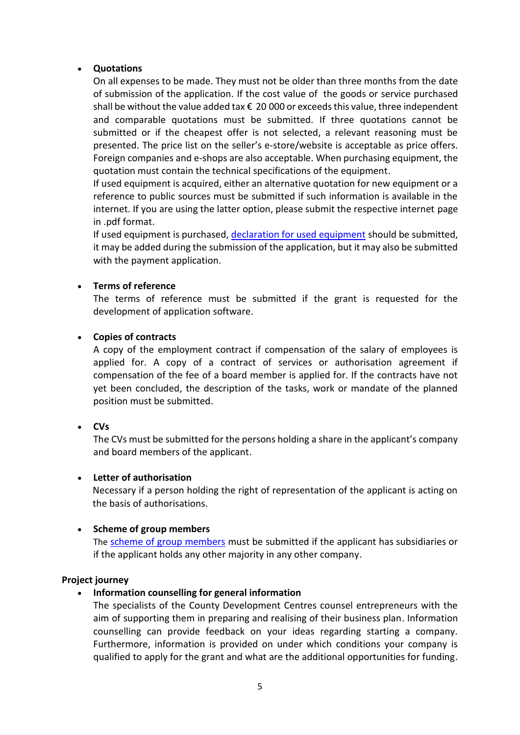- **Quotations**

  On all expenses to be made. They must not be older than three months from the date of submission of the application. If the cost value of the goods or service purchased shall be without the value added tax € 20 000 or exceeds this value, three independent and comparable quotations must be submitted. If three quotations cannot be submitted or if the cheapest offer is not selected, a relevant reasoning must be presented. The price list on the seller's e-store/website is acceptable as price offers. Foreign companies and e-shops are also acceptable. When purchasing equipment, the quotation must contain the technical specifications of the equipment.

  If used equipment is acquired, either an alternative quotation for new equipment or a reference to public sources must be submitted if such information is available in the internet. If you are using the latter option, please submit the respective internet page in .pdf format.

  If used equipment is purchased, declaration for used equipment should be submitted, it may be added during the submission of the application, but it may also be submitted with the payment application.

- **Terms of reference**

  The terms of reference must be submitted if the grant is requested for the development of application software.

- **Copies of contracts**

  A copy of the employment contract if compensation of the salary of employees is applied for. A copy of a contract of services or authorisation agreement if compensation of the fee of a board member is applied for. If the contracts have not yet been concluded, the description of the tasks, work or mandate of the planned position must be submitted.

- **CVs**

  The CVs must be submitted for the persons holding a share in the applicant's company and board members of the applicant.

- **Letter of authorisation**

  Necessary if a person holding the right of representation of the applicant is acting on the basis of authorisations.

- **Scheme of group members**

  The scheme of group members must be submitted if the applicant has subsidiaries or if the applicant holds any other majority in any other company.

**Project journey**

- **Information counselling for general information**

  The specialists of the County Development Centres counsel entrepreneurs with the aim of supporting them in preparing and realising of their business plan. Information counselling can provide feedback on your ideas regarding starting a company. Furthermore, information is provided on under which conditions your company is qualified to apply for the grant and what are the additional opportunities for funding.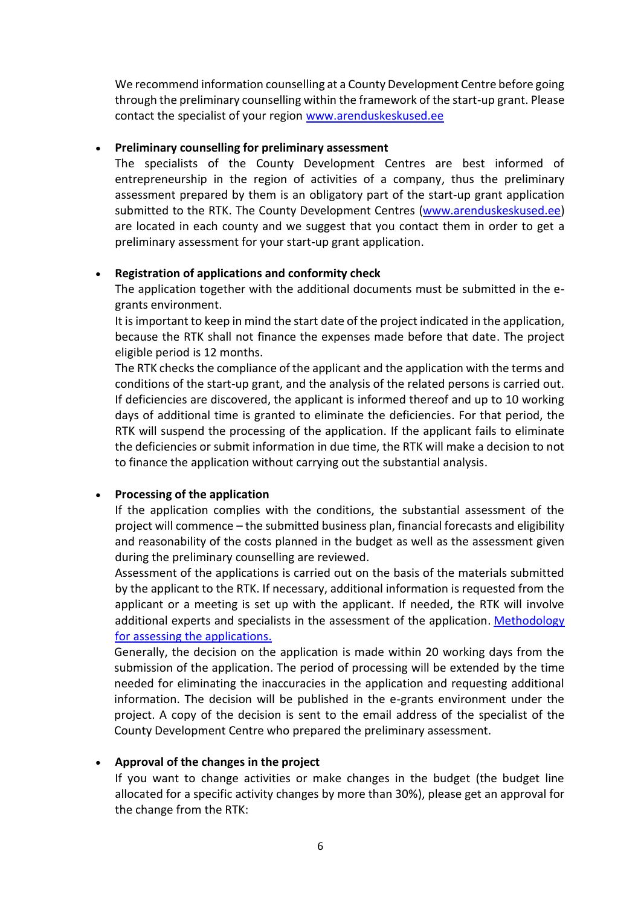We recommend information counselling at a County Development Centre before going through the preliminary counselling within the framework of the start-up grant. Please contact the specialist of your region [www.arenduskeskused.ee](www.arenduskeskused.ee)

- **Preliminary counselling for preliminary assessment**
  The specialists of the County Development Centres are best informed of entrepreneurship in the region of activities of a company, thus the preliminary assessment prepared by them is an obligatory part of the start-up grant application submitted to the RTK. The County Development Centres ([www.arenduskeskused.ee](www.arenduskeskused.ee)) are located in each county and we suggest that you contact them in order to get a preliminary assessment for your start-up grant application.

- **Registration of applications and conformity check**
  The application together with the additional documents must be submitted in the e-grants environment.
  It is important to keep in mind the start date of the project indicated in the application, because the RTK shall not finance the expenses made before that date. The project eligible period is 12 months.
  The RTK checks the compliance of the applicant and the application with the terms and conditions of the start-up grant, and the analysis of the related persons is carried out. If deficiencies are discovered, the applicant is informed thereof and up to 10 working days of additional time is granted to eliminate the deficiencies. For that period, the RTK will suspend the processing of the application. If the applicant fails to eliminate the deficiencies or submit information in due time, the RTK will make a decision to not to finance the application without carrying out the substantial analysis.

- **Processing of the application**
  If the application complies with the conditions, the substantial assessment of the project will commence – the submitted business plan, financial forecasts and eligibility and reasonability of the costs planned in the budget as well as the assessment given during the preliminary counselling are reviewed.
  Assessment of the applications is carried out on the basis of the materials submitted by the applicant to the RTK. If necessary, additional information is requested from the applicant or a meeting is set up with the applicant. If needed, the RTK will involve additional experts and specialists in the assessment of the application. Methodology for assessing the applications.
  Generally, the decision on the application is made within 20 working days from the submission of the application. The period of processing will be extended by the time needed for eliminating the inaccuracies in the application and requesting additional information. The decision will be published in the e-grants environment under the project. A copy of the decision is sent to the email address of the specialist of the County Development Centre who prepared the preliminary assessment.

- **Approval of the changes in the project**
  If you want to change activities or make changes in the budget (the budget line allocated for a specific activity changes by more than 30%), please get an approval for the change from the RTK: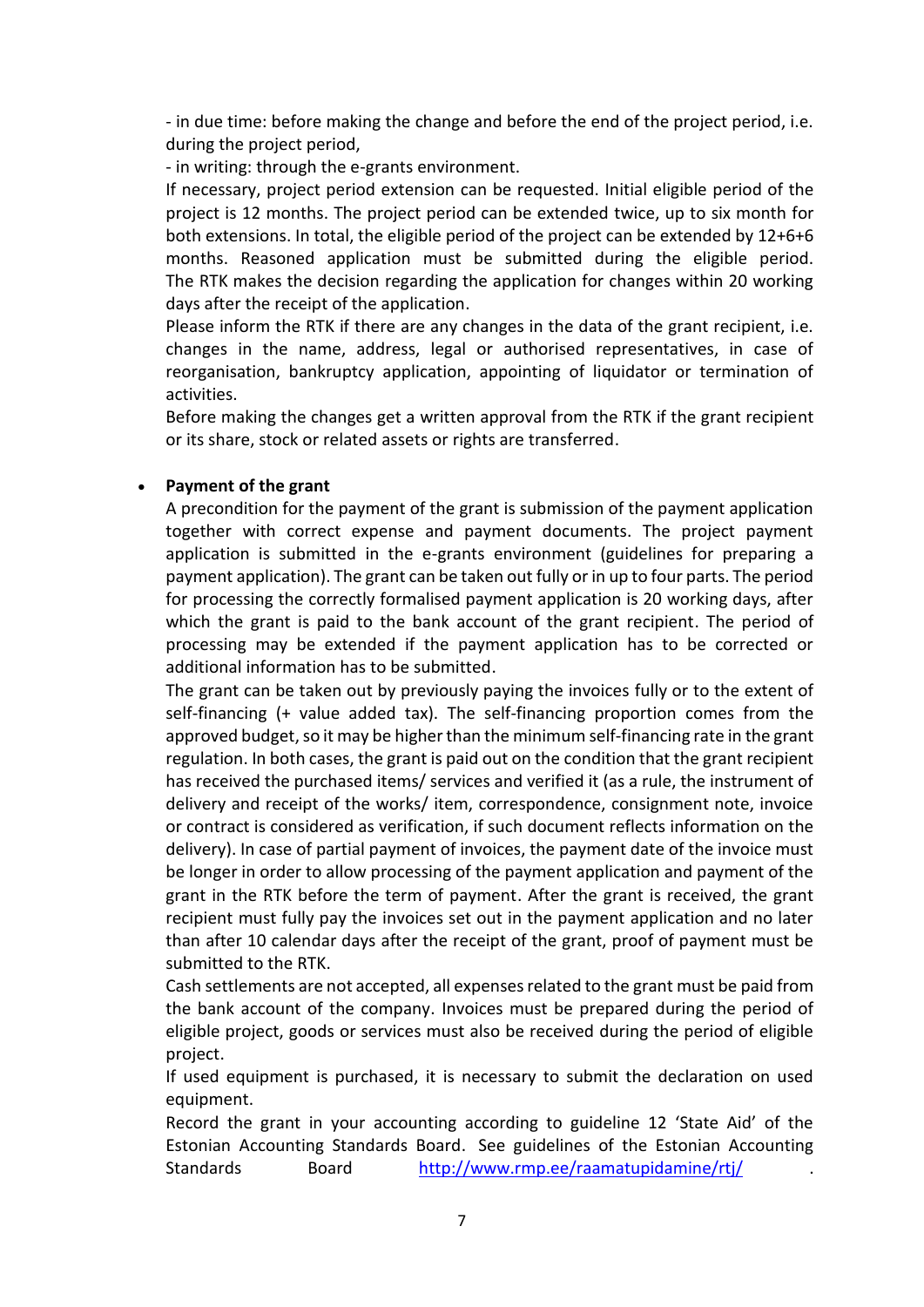- in due time: before making the change and before the end of the project period, i.e. during the project period,

- in writing: through the e-grants environment.

If necessary, project period extension can be requested. Initial eligible period of the project is 12 months. The project period can be extended twice, up to six month for both extensions. In total, the eligible period of the project can be extended by 12+6+6 months. Reasoned application must be submitted during the eligible period. The RTK makes the decision regarding the application for changes within 20 working days after the receipt of the application.

Please inform the RTK if there are any changes in the data of the grant recipient, i.e. changes in the name, address, legal or authorised representatives, in case of reorganisation, bankruptcy application, appointing of liquidator or termination of activities.

Before making the changes get a written approval from the RTK if the grant recipient or its share, stock or related assets or rights are transferred.

- **Payment of the grant**

  A precondition for the payment of the grant is submission of the payment application together with correct expense and payment documents. The project payment application is submitted in the e-grants environment (guidelines for preparing a payment application). The grant can be taken out fully or in up to four parts. The period for processing the correctly formalised payment application is 20 working days, after which the grant is paid to the bank account of the grant recipient. The period of processing may be extended if the payment application has to be corrected or additional information has to be submitted.

  The grant can be taken out by previously paying the invoices fully or to the extent of self-financing (+ value added tax). The self-financing proportion comes from the approved budget, so it may be higher than the minimum self-financing rate in the grant regulation. In both cases, the grant is paid out on the condition that the grant recipient has received the purchased items/ services and verified it (as a rule, the instrument of delivery and receipt of the works/ item, correspondence, consignment note, invoice or contract is considered as verification, if such document reflects information on the delivery). In case of partial payment of invoices, the payment date of the invoice must be longer in order to allow processing of the payment application and payment of the grant in the RTK before the term of payment. After the grant is received, the grant recipient must fully pay the invoices set out in the payment application and no later than after 10 calendar days after the receipt of the grant, proof of payment must be submitted to the RTK.

  Cash settlements are not accepted, all expenses related to the grant must be paid from the bank account of the company. Invoices must be prepared during the period of eligible project, goods or services must also be received during the period of eligible project.

  If used equipment is purchased, it is necessary to submit the declaration on used equipment.

  Record the grant in your accounting according to guideline 12 'State Aid' of the Estonian Accounting Standards Board. See guidelines of the Estonian Accounting Standards Board http://www.rmp.ee/raamatupidamine/rtj/ .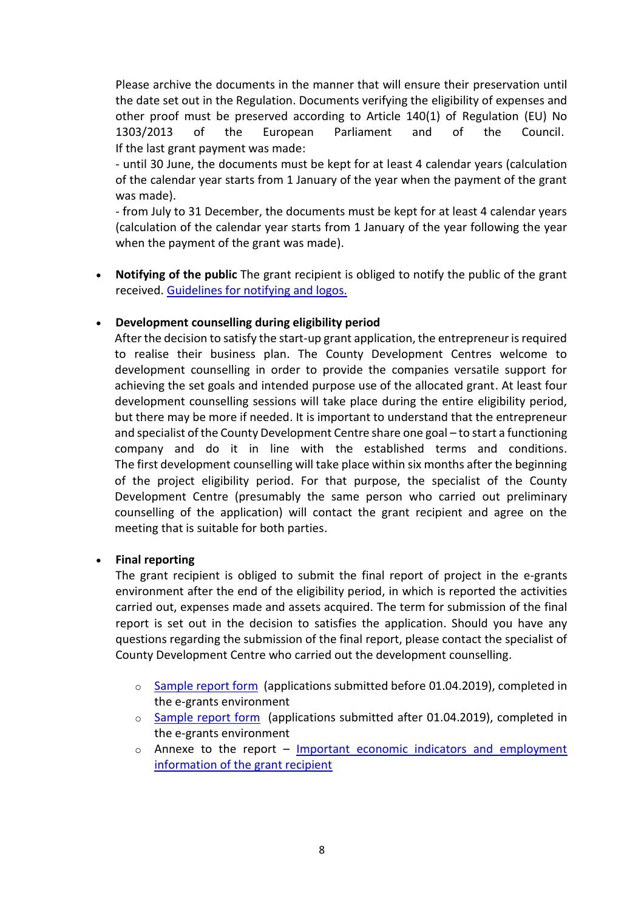Please archive the documents in the manner that will ensure their preservation until the date set out in the Regulation. Documents verifying the eligibility of expenses and other proof must be preserved according to Article 140(1) of Regulation (EU) No 1303/2013 of the European Parliament and of the Council.
If the last grant payment was made:

- until 30 June, the documents must be kept for at least 4 calendar years (calculation of the calendar year starts from 1 January of the year when the payment of the grant was made).
- from July to 31 December, the documents must be kept for at least 4 calendar years (calculation of the calendar year starts from 1 January of the year following the year when the payment of the grant was made).

- **Notifying of the public** The grant recipient is obliged to notify the public of the grant received. [Guidelines for notifying and logos.]()

- **Development counselling during eligibility period**
  After the decision to satisfy the start-up grant application, the entrepreneur is required to realise their business plan. The County Development Centres welcome to development counselling in order to provide the companies versatile support for achieving the set goals and intended purpose use of the allocated grant. At least four development counselling sessions will take place during the entire eligibility period, but there may be more if needed. It is important to understand that the entrepreneur and specialist of the County Development Centre share one goal – to start a functioning company and do it in line with the established terms and conditions. The first development counselling will take place within six months after the beginning of the project eligibility period. For that purpose, the specialist of the County Development Centre (presumably the same person who carried out preliminary counselling of the application) will contact the grant recipient and agree on the meeting that is suitable for both parties.

- **Final reporting**
  The grant recipient is obliged to submit the final report of project in the e-grants environment after the end of the eligibility period, in which is reported the activities carried out, expenses made and assets acquired. The term for submission of the final report is set out in the decision to satisfies the application. Should you have any questions regarding the submission of the final report, please contact the specialist of County Development Centre who carried out the development counselling.

  - [Sample report form]() (applications submitted before 01.04.2019), completed in the e-grants environment
  - [Sample report form]() (applications submitted after 01.04.2019), completed in the e-grants environment
  - Annexe to the report – [Important economic indicators and employment information of the grant recipient]()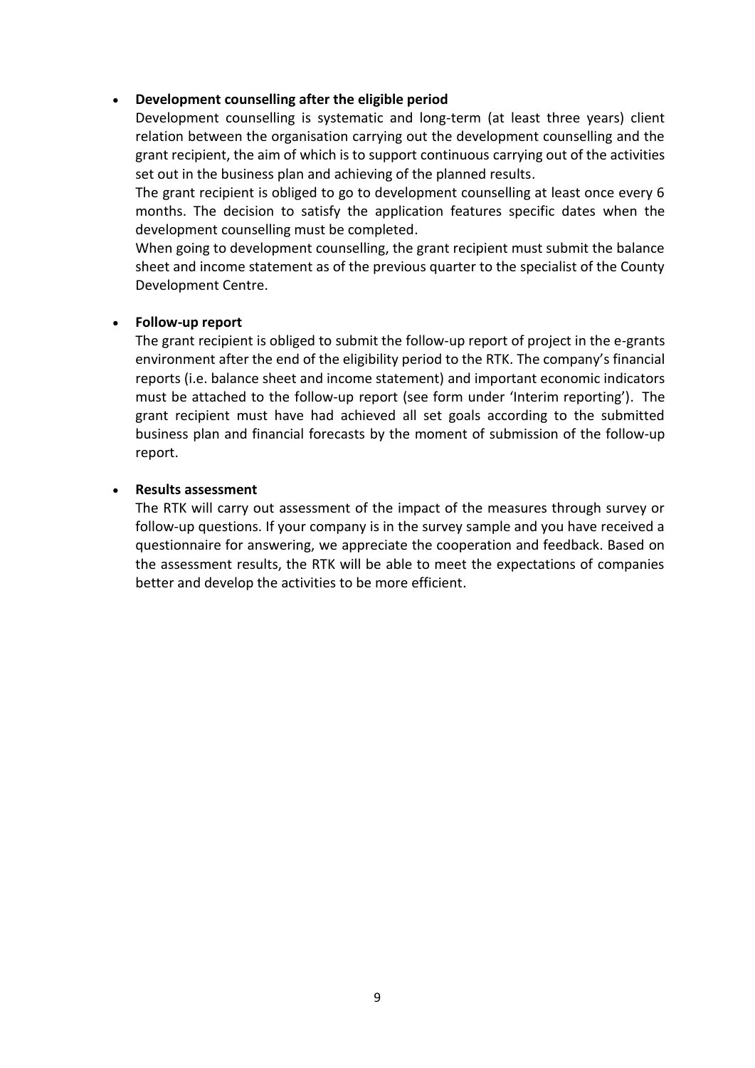- **Development counselling after the eligible period**

  Development counselling is systematic and long-term (at least three years) client relation between the organisation carrying out the development counselling and the grant recipient, the aim of which is to support continuous carrying out of the activities set out in the business plan and achieving of the planned results.

  The grant recipient is obliged to go to development counselling at least once every 6 months. The decision to satisfy the application features specific dates when the development counselling must be completed.

  When going to development counselling, the grant recipient must submit the balance sheet and income statement as of the previous quarter to the specialist of the County Development Centre.

- **Follow-up report**

  The grant recipient is obliged to submit the follow-up report of project in the e-grants environment after the end of the eligibility period to the RTK. The company's financial reports (i.e. balance sheet and income statement) and important economic indicators must be attached to the follow-up report (see form under 'Interim reporting'). The grant recipient must have had achieved all set goals according to the submitted business plan and financial forecasts by the moment of submission of the follow-up report.

- **Results assessment**

  The RTK will carry out assessment of the impact of the measures through survey or follow-up questions. If your company is in the survey sample and you have received a questionnaire for answering, we appreciate the cooperation and feedback. Based on the assessment results, the RTK will be able to meet the expectations of companies better and develop the activities to be more efficient.